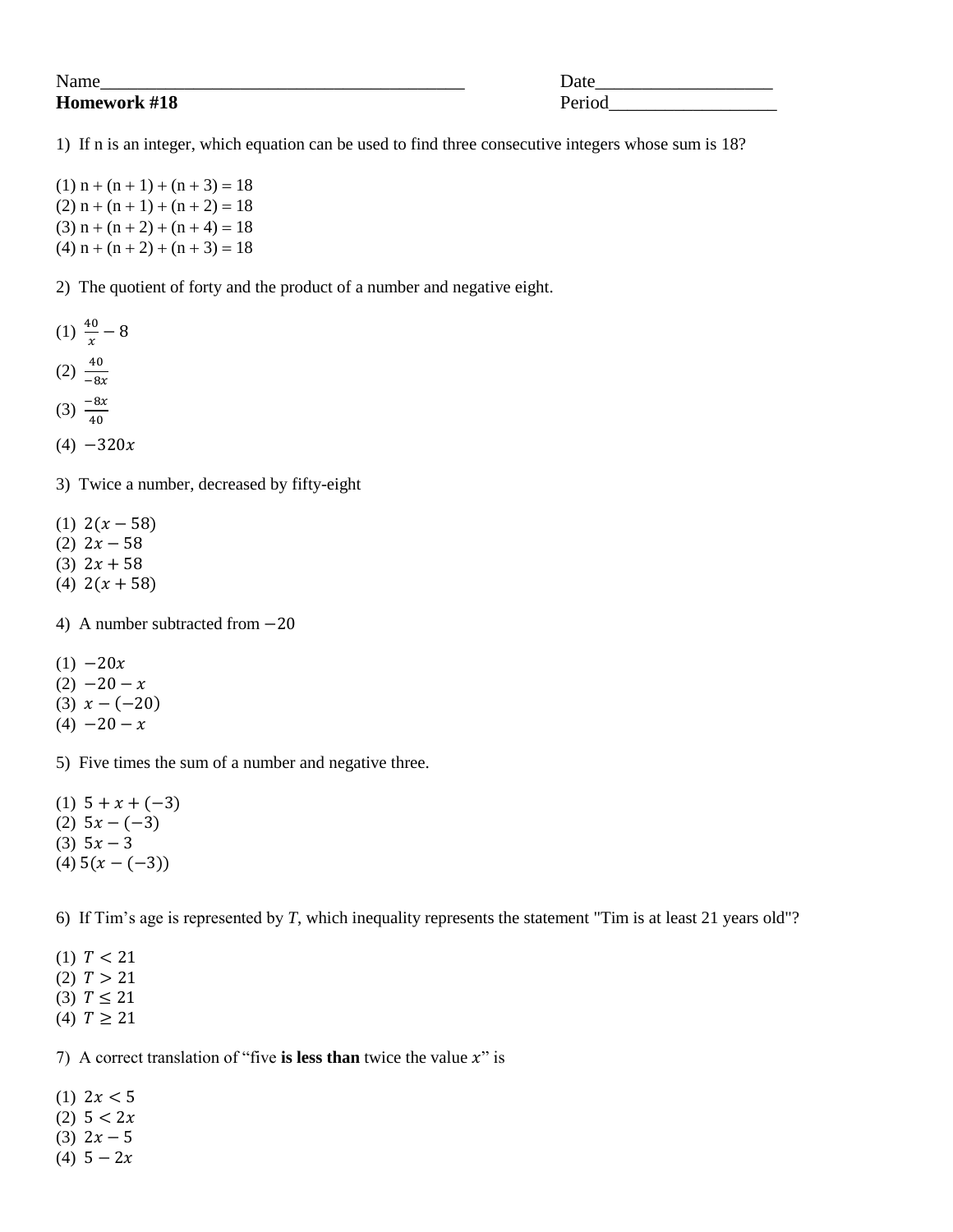Name________________________________________ Date___________________

**Homework #18** Period__________________

1) If n is an integer, which equation can be used to find three consecutive integers whose sum is 18?

(1) n + (n + 1) + (n + 3) = 18
(2) n + (n + 1) + (n + 2) = 18
(3) n + (n + 2) + (n + 4) = 18
(4) n + (n + 2) + (n + 3) = 18

2) The quotient of forty and the product of a number and negative eight.

(1) $\frac{40}{x} - 8$
(2) $\frac{40}{-8x}$
(3) $\frac{-8x}{40}$
(4) $-320x$

3) Twice a number, decreased by fifty-eight

(1) $2(x - 58)$
(2) $2x - 58$
(3) $2x + 58$
(4) $2(x + 58)$

4) A number subtracted from $-20$

(1) $-20x$
(2) $-20 - x$
(3) $x - (-20)$
(4) $-20 - x$

5) Five times the sum of a number and negative three.

(1) $5 + x + (-3)$
(2) $5x - (-3)$
(3) $5x - 3$
(4) $5(x - (-3))$

6) If Tim's age is represented by *T*, which inequality represents the statement "Tim is at least 21 years old"?

(1) $T < 21$
(2) $T > 21$
(3) $T \leq 21$
(4) $T \geq 21$

7) A correct translation of "five **is less than** twice the value $x$" is

(1) $2x < 5$
(2) $5 < 2x$
(3) $2x - 5$
(4) $5 - 2x$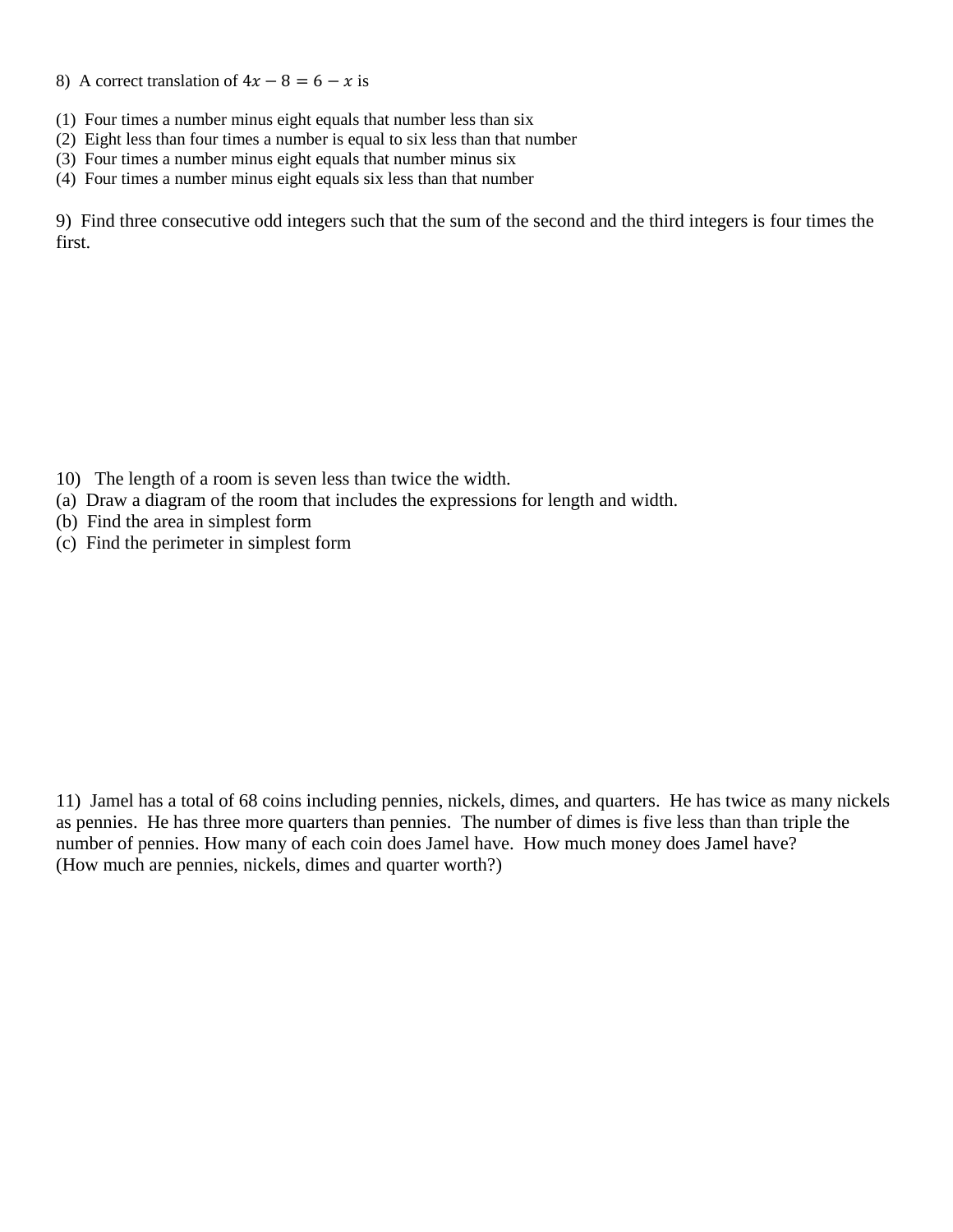8) A correct translation of $4x - 8 = 6 - x$ is

(1) Four times a number minus eight equals that number less than six
(2) Eight less than four times a number is equal to six less than that number
(3) Four times a number minus eight equals that number minus six
(4) Four times a number minus eight equals six less than that number

9) Find three consecutive odd integers such that the sum of the second and the third integers is four times the first.

10) The length of a room is seven less than twice the width.
(a) Draw a diagram of the room that includes the expressions for length and width.
(b) Find the area in simplest form
(c) Find the perimeter in simplest form

11) Jamel has a total of 68 coins including pennies, nickels, dimes, and quarters. He has twice as many nickels as pennies. He has three more quarters than pennies. The number of dimes is five less than than triple the number of pennies. How many of each coin does Jamel have. How much money does Jamel have?
(How much are pennies, nickels, dimes and quarter worth?)